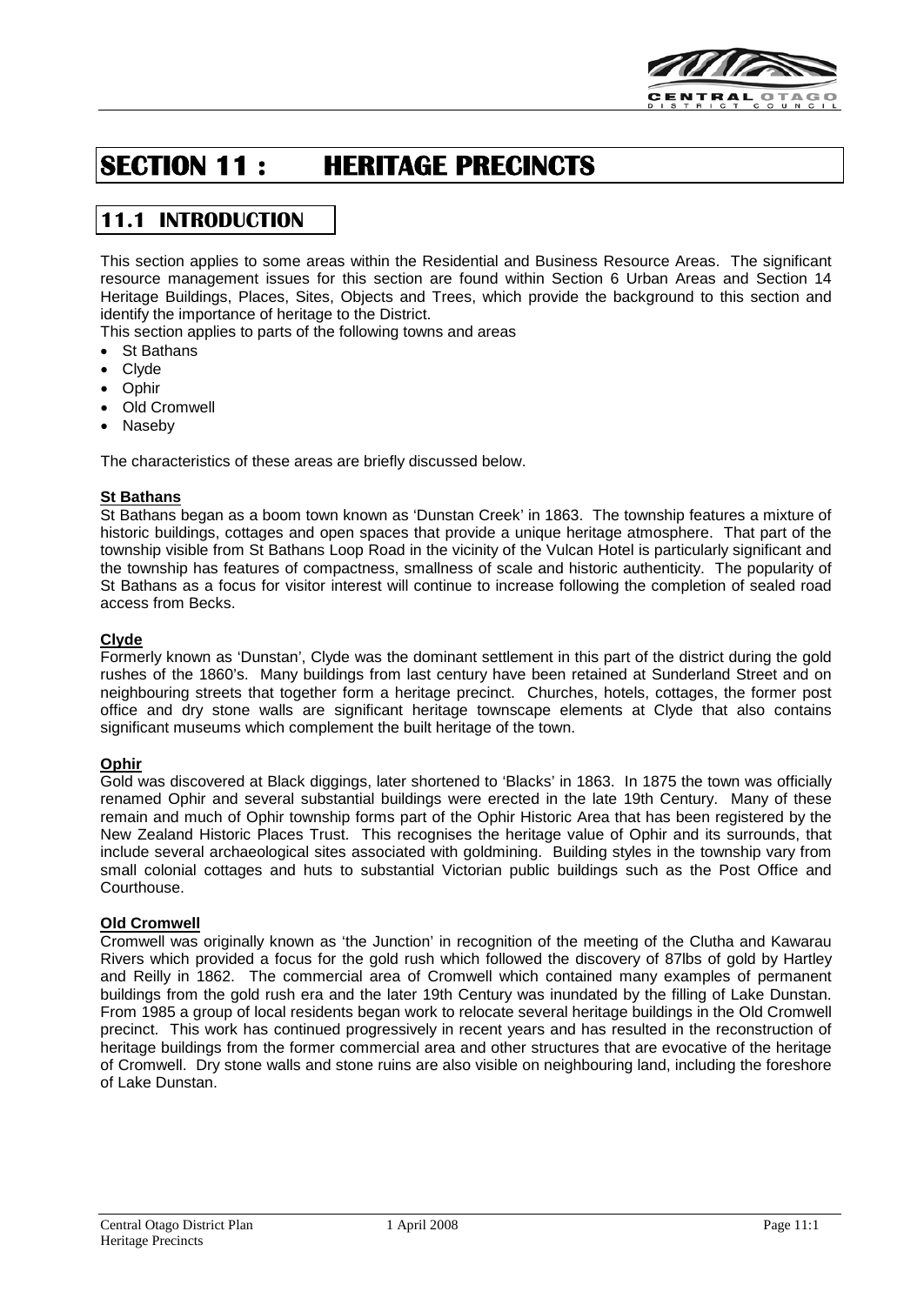# SECTION 11 : HERITAGE PRECINCTS

## 11.1 INTRODUCTION

This section applies to some areas within the Residential and Business Resource Areas. The significant resource management issues for this section are found within Section 6 Urban Areas and Section 14 Heritage Buildings, Places, Sites, Objects and Trees, which provide the background to this section and identify the importance of heritage to the District.

This section applies to parts of the following towns and areas

- St Bathans
- Clyde
- Ophir
- Old Cromwell
- Naseby

The characteristics of these areas are briefly discussed below.

**St Bathans**

St Bathans began as a boom town known as 'Dunstan Creek' in 1863. The township features a mixture of historic buildings, cottages and open spaces that provide a unique heritage atmosphere. That part of the township visible from St Bathans Loop Road in the vicinity of the Vulcan Hotel is particularly significant and the township has features of compactness, smallness of scale and historic authenticity. The popularity of St Bathans as a focus for visitor interest will continue to increase following the completion of sealed road access from Becks.

**Clyde**

Formerly known as 'Dunstan', Clyde was the dominant settlement in this part of the district during the gold rushes of the 1860's. Many buildings from last century have been retained at Sunderland Street and on neighbouring streets that together form a heritage precinct. Churches, hotels, cottages, the former post office and dry stone walls are significant heritage townscape elements at Clyde that also contains significant museums which complement the built heritage of the town.

**Ophir**

Gold was discovered at Black diggings, later shortened to 'Blacks' in 1863. In 1875 the town was officially renamed Ophir and several substantial buildings were erected in the late 19th Century. Many of these remain and much of Ophir township forms part of the Ophir Historic Area that has been registered by the New Zealand Historic Places Trust. This recognises the heritage value of Ophir and its surrounds, that include several archaeological sites associated with goldmining. Building styles in the township vary from small colonial cottages and huts to substantial Victorian public buildings such as the Post Office and Courthouse.

**Old Cromwell**

Cromwell was originally known as 'the Junction' in recognition of the meeting of the Clutha and Kawarau Rivers which provided a focus for the gold rush which followed the discovery of 87lbs of gold by Hartley and Reilly in 1862. The commercial area of Cromwell which contained many examples of permanent buildings from the gold rush era and the later 19th Century was inundated by the filling of Lake Dunstan. From 1985 a group of local residents began work to relocate several heritage buildings in the Old Cromwell precinct. This work has continued progressively in recent years and has resulted in the reconstruction of heritage buildings from the former commercial area and other structures that are evocative of the heritage of Cromwell. Dry stone walls and stone ruins are also visible on neighbouring land, including the foreshore of Lake Dunstan.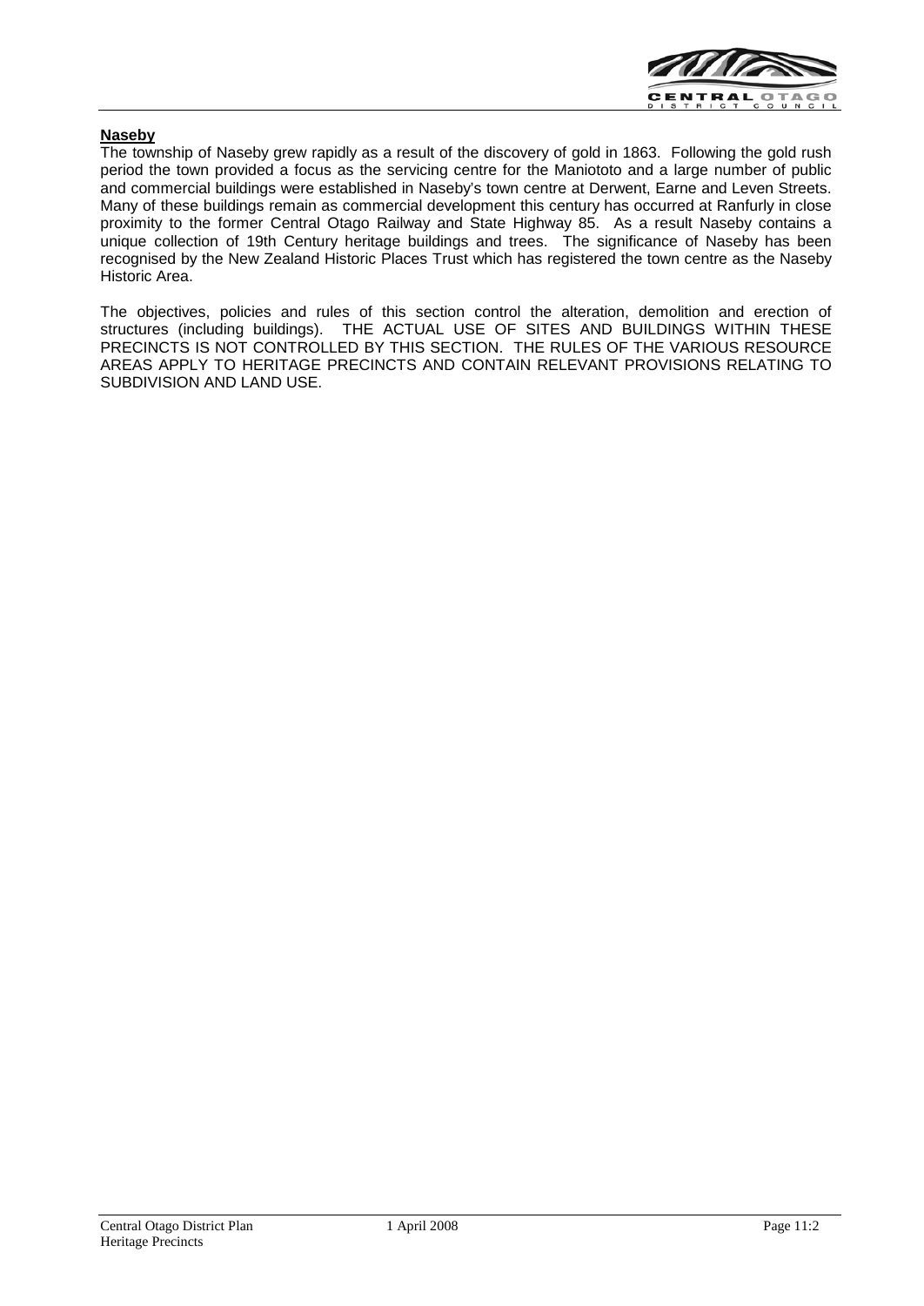**Naseby**

The township of Naseby grew rapidly as a result of the discovery of gold in 1863. Following the gold rush period the town provided a focus as the servicing centre for the Maniototo and a large number of public and commercial buildings were established in Naseby's town centre at Derwent, Earne and Leven Streets. Many of these buildings remain as commercial development this century has occurred at Ranfurly in close proximity to the former Central Otago Railway and State Highway 85. As a result Naseby contains a unique collection of 19th Century heritage buildings and trees. The significance of Naseby has been recognised by the New Zealand Historic Places Trust which has registered the town centre as the Naseby Historic Area.

The objectives, policies and rules of this section control the alteration, demolition and erection of structures (including buildings). THE ACTUAL USE OF SITES AND BUILDINGS WITHIN THESE PRECINCTS IS NOT CONTROLLED BY THIS SECTION. THE RULES OF THE VARIOUS RESOURCE AREAS APPLY TO HERITAGE PRECINCTS AND CONTAIN RELEVANT PROVISIONS RELATING TO SUBDIVISION AND LAND USE.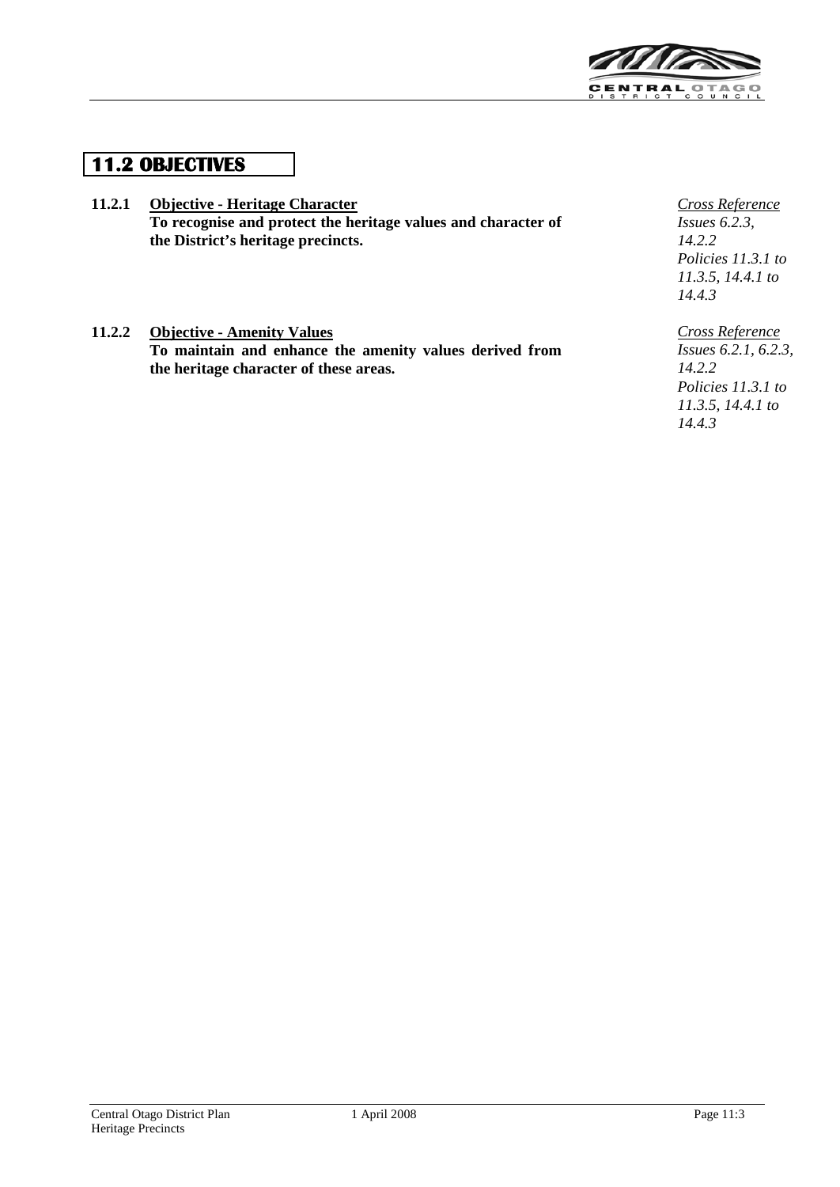## 11.2 OBJECTIVES

**11.2.1** **<u>Objective - Heritage Character</u>**
**To recognise and protect the heritage values and character of the District's heritage precincts.**

*<u>Cross Reference</u>*
*Issues 6.2.3, 14.2.2*
*Policies 11.3.1 to 11.3.5, 14.4.1 to 14.4.3*

**11.2.2** **<u>Objective - Amenity Values</u>**
**To maintain and enhance the amenity values derived from the heritage character of these areas.**

*<u>Cross Reference</u>*
*Issues 6.2.1, 6.2.3, 14.2.2*
*Policies 11.3.1 to 11.3.5, 14.4.1 to 14.4.3*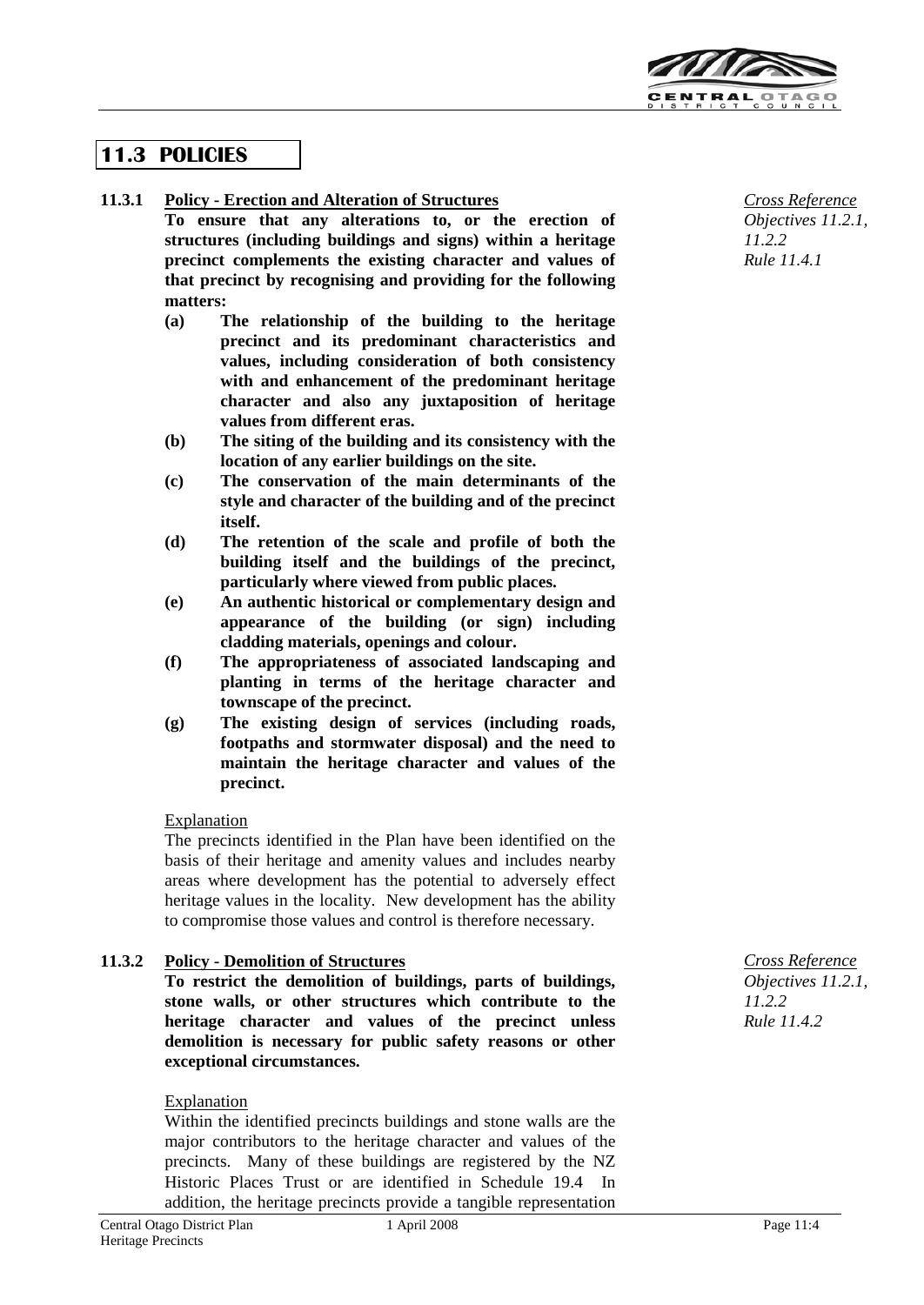## 11.3 POLICIES

**11.3.1 Policy - Erection and Alteration of Structures**

*Cross Reference*
*Objectives 11.2.1, 11.2.2*
*Rule 11.4.1*

**To ensure that any alterations to, or the erection of structures (including buildings and signs) within a heritage precinct complements the existing character and values of that precinct by recognising and providing for the following matters:**

- **(a) The relationship of the building to the heritage precinct and its predominant characteristics and values, including consideration of both consistency with and enhancement of the predominant heritage character and also any juxtaposition of heritage values from different eras.**
- **(b) The siting of the building and its consistency with the location of any earlier buildings on the site.**
- **(c) The conservation of the main determinants of the style and character of the building and of the precinct itself.**
- **(d) The retention of the scale and profile of both the building itself and the buildings of the precinct, particularly where viewed from public places.**
- **(e) An authentic historical or complementary design and appearance of the building (or sign) including cladding materials, openings and colour.**
- **(f) The appropriateness of associated landscaping and planting in terms of the heritage character and townscape of the precinct.**
- **(g) The existing design of services (including roads, footpaths and stormwater disposal) and the need to maintain the heritage character and values of the precinct.**

Explanation

The precincts identified in the Plan have been identified on the basis of their heritage and amenity values and includes nearby areas where development has the potential to adversely effect heritage values in the locality. New development has the ability to compromise those values and control is therefore necessary.

**11.3.2 Policy - Demolition of Structures**

*Cross Reference*
*Objectives 11.2.1, 11.2.2*
*Rule 11.4.2*

**To restrict the demolition of buildings, parts of buildings, stone walls, or other structures which contribute to the heritage character and values of the precinct unless demolition is necessary for public safety reasons or other exceptional circumstances.**

Explanation

Within the identified precincts buildings and stone walls are the major contributors to the heritage character and values of the precincts. Many of these buildings are registered by the NZ Historic Places Trust or are identified in Schedule 19.4 In addition, the heritage precincts provide a tangible representation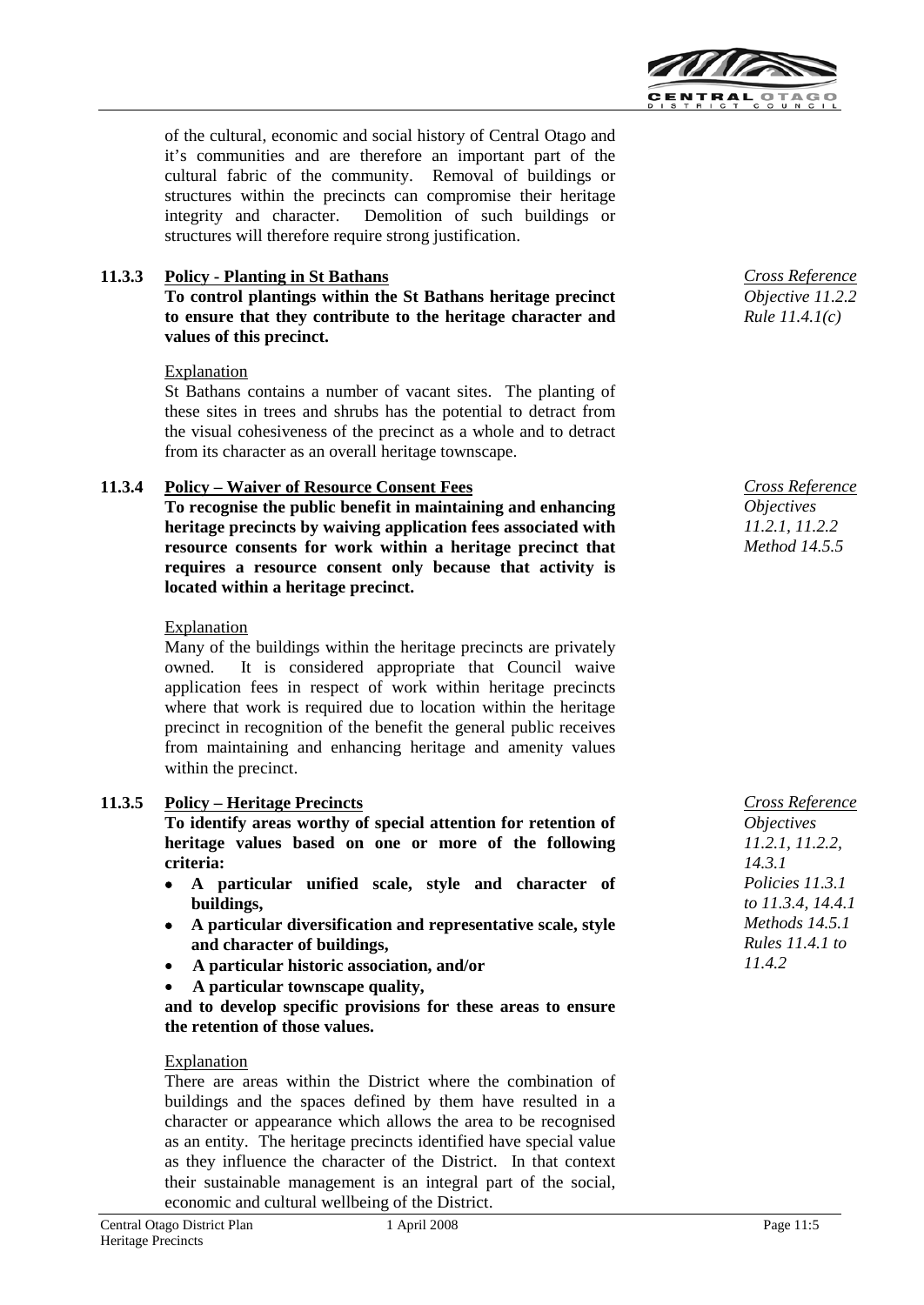of the cultural, economic and social history of Central Otago and it's communities and are therefore an important part of the cultural fabric of the community. Removal of buildings or structures within the precincts can compromise their heritage integrity and character. Demolition of such buildings or structures will therefore require strong justification.

### 11.3.3 Policy - Planting in St Bathans

*Cross Reference*
*Objective 11.2.2*
*Rule 11.4.1(c)*

**To control plantings within the St Bathans heritage precinct to ensure that they contribute to the heritage character and values of this precinct.**

Explanation

St Bathans contains a number of vacant sites. The planting of these sites in trees and shrubs has the potential to detract from the visual cohesiveness of the precinct as a whole and to detract from its character as an overall heritage townscape.

### 11.3.4 Policy – Waiver of Resource Consent Fees

*Cross Reference*
*Objectives 11.2.1, 11.2.2*
*Method 14.5.5*

**To recognise the public benefit in maintaining and enhancing heritage precincts by waiving application fees associated with resource consents for work within a heritage precinct that requires a resource consent only because that activity is located within a heritage precinct.**

Explanation

Many of the buildings within the heritage precincts are privately owned. It is considered appropriate that Council waive application fees in respect of work within heritage precincts where that work is required due to location within the heritage precinct in recognition of the benefit the general public receives from maintaining and enhancing heritage and amenity values within the precinct.

### 11.3.5 Policy – Heritage Precincts

*Cross Reference*
*Objectives 11.2.1, 11.2.2, 14.3.1*
*Policies 11.3.1 to 11.3.4, 14.4.1*
*Methods 14.5.1*
*Rules 11.4.1 to 11.4.2*

**To identify areas worthy of special attention for retention of heritage values based on one or more of the following criteria:**

- **A particular unified scale, style and character of buildings,**
- **A particular diversification and representative scale, style and character of buildings,**
- **A particular historic association, and/or**
- **A particular townscape quality,**

**and to develop specific provisions for these areas to ensure the retention of those values.**

Explanation

There are areas within the District where the combination of buildings and the spaces defined by them have resulted in a character or appearance which allows the area to be recognised as an entity. The heritage precincts identified have special value as they influence the character of the District. In that context their sustainable management is an integral part of the social, economic and cultural wellbeing of the District.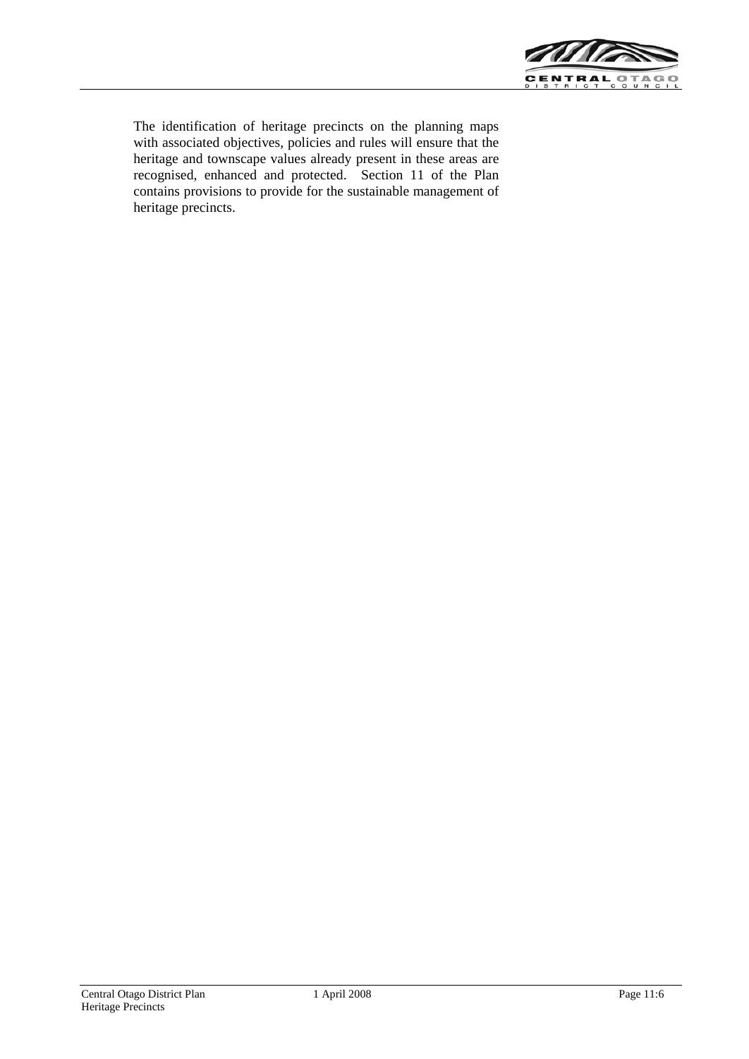The identification of heritage precincts on the planning maps with associated objectives, policies and rules will ensure that the heritage and townscape values already present in these areas are recognised, enhanced and protected. Section 11 of the Plan contains provisions to provide for the sustainable management of heritage precincts.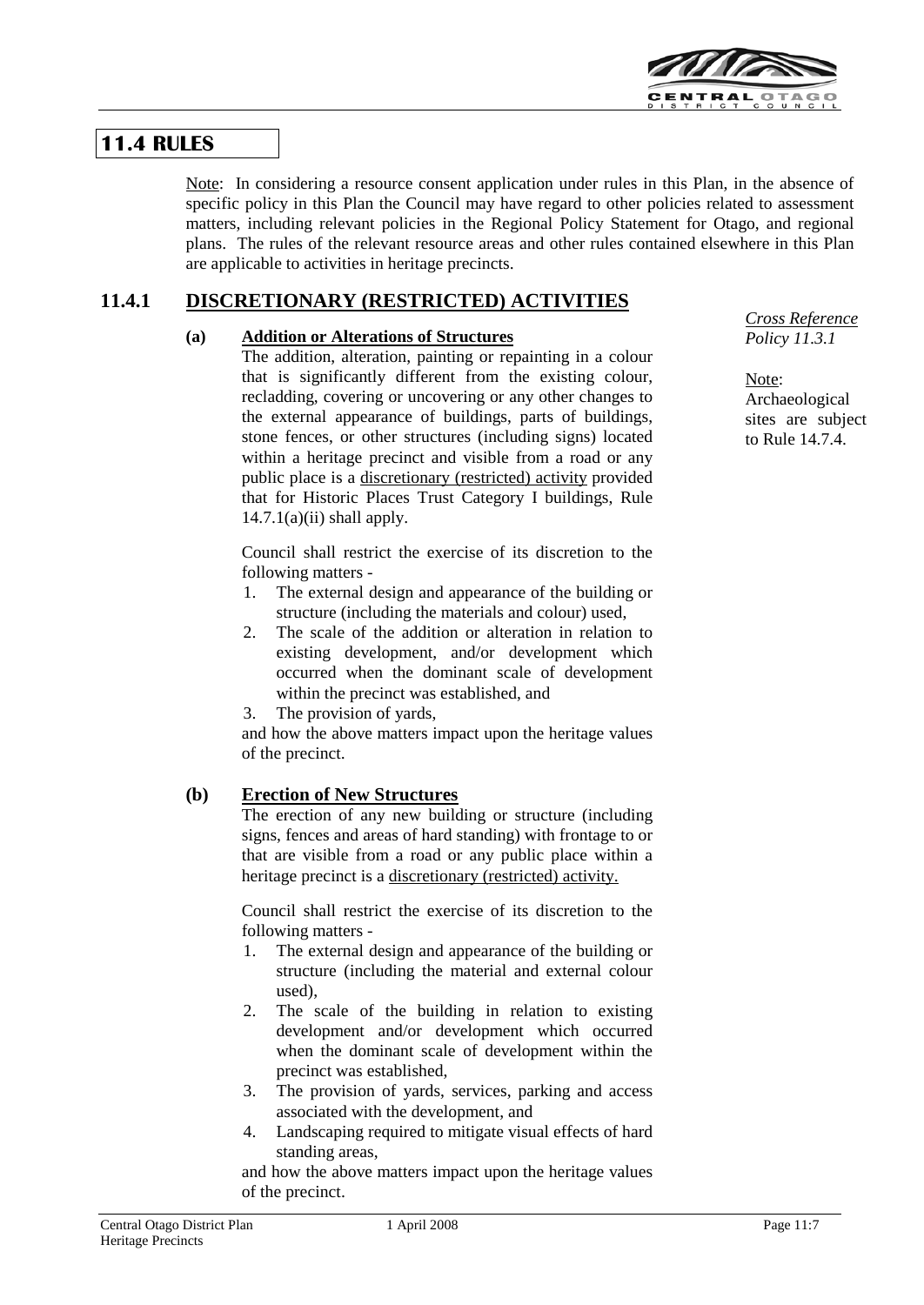## 11.4 RULES

Note: In considering a resource consent application under rules in this Plan, in the absence of specific policy in this Plan the Council may have regard to other policies related to assessment matters, including relevant policies in the Regional Policy Statement for Otago, and regional plans. The rules of the relevant resource areas and other rules contained elsewhere in this Plan are applicable to activities in heritage precincts.

### 11.4.1 DISCRETIONARY (RESTRICTED) ACTIVITIES

*Cross Reference Policy 11.3.1*

Note: Archaeological sites are subject to Rule 14.7.4.

**(a) Addition or Alterations of Structures**

The addition, alteration, painting or repainting in a colour that is significantly different from the existing colour, recladding, covering or uncovering or any other changes to the external appearance of buildings, parts of buildings, stone fences, or other structures (including signs) located within a heritage precinct and visible from a road or any public place is a discretionary (restricted) activity provided that for Historic Places Trust Category I buildings, Rule 14.7.1(a)(ii) shall apply.

Council shall restrict the exercise of its discretion to the following matters -

1. The external design and appearance of the building or structure (including the materials and colour) used,
2. The scale of the addition or alteration in relation to existing development, and/or development which occurred when the dominant scale of development within the precinct was established, and
3. The provision of yards,

and how the above matters impact upon the heritage values of the precinct.

**(b) Erection of New Structures**

The erection of any new building or structure (including signs, fences and areas of hard standing) with frontage to or that are visible from a road or any public place within a heritage precinct is a discretionary (restricted) activity.

Council shall restrict the exercise of its discretion to the following matters -

1. The external design and appearance of the building or structure (including the material and external colour used),
2. The scale of the building in relation to existing development and/or development which occurred when the dominant scale of development within the precinct was established,
3. The provision of yards, services, parking and access associated with the development, and
4. Landscaping required to mitigate visual effects of hard standing areas,

and how the above matters impact upon the heritage values of the precinct.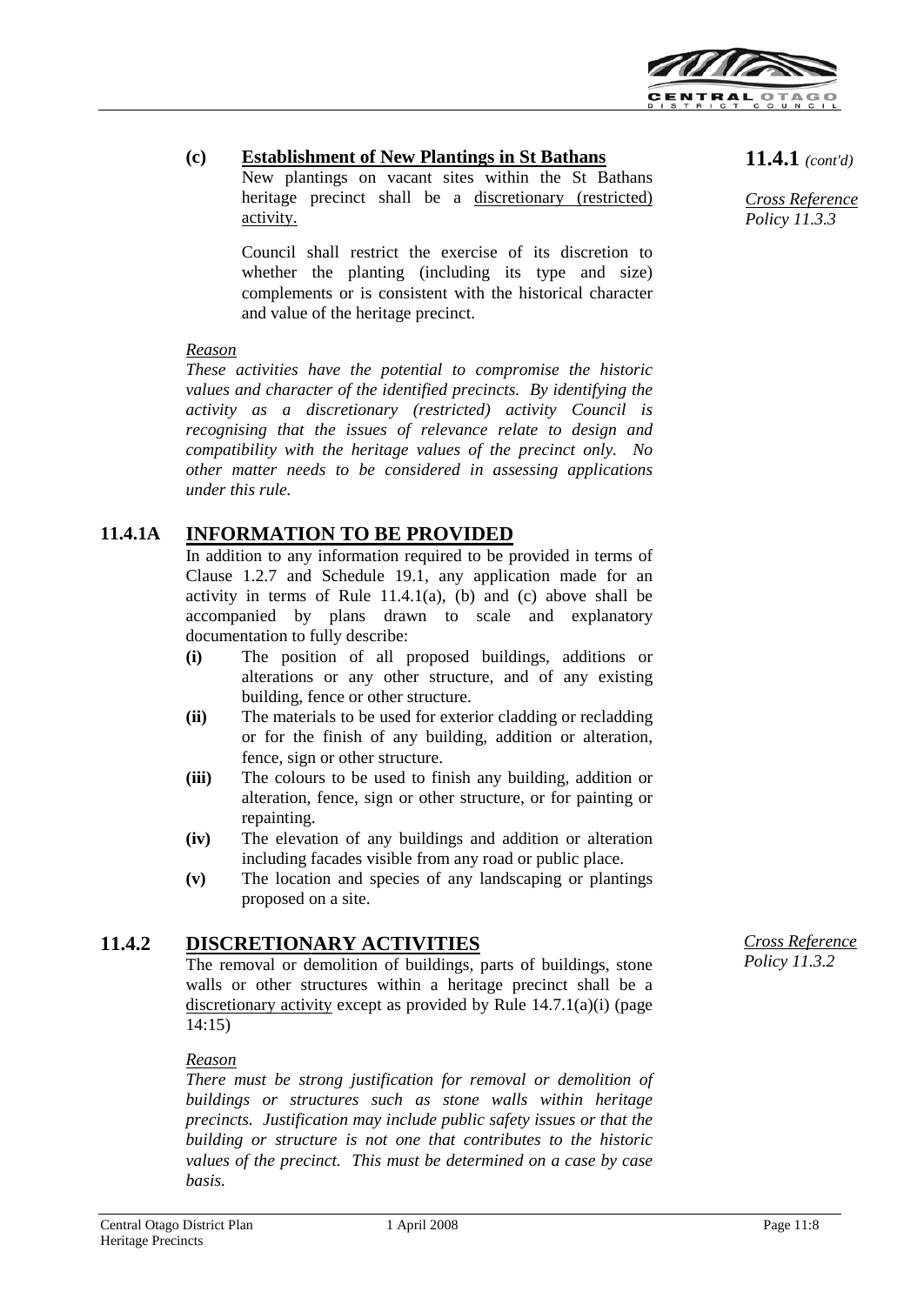**11.4.1** *(cont'd)*

*Cross Reference Policy 11.3.3*

**(c) Establishment of New Plantings in St Bathans**

New plantings on vacant sites within the St Bathans heritage precinct shall be a discretionary (restricted) activity.

Council shall restrict the exercise of its discretion to whether the planting (including its type and size) complements or is consistent with the historical character and value of the heritage precinct.

*Reason*

*These activities have the potential to compromise the historic values and character of the identified precincts. By identifying the activity as a discretionary (restricted) activity Council is recognising that the issues of relevance relate to design and compatibility with the heritage values of the precinct only. No other matter needs to be considered in assessing applications under this rule.*

## 11.4.1A INFORMATION TO BE PROVIDED

In addition to any information required to be provided in terms of Clause 1.2.7 and Schedule 19.1, any application made for an activity in terms of Rule 11.4.1(a), (b) and (c) above shall be accompanied by plans drawn to scale and explanatory documentation to fully describe:

- **(i)** The position of all proposed buildings, additions or alterations or any other structure, and of any existing building, fence or other structure.
- **(ii)** The materials to be used for exterior cladding or recladding or for the finish of any building, addition or alteration, fence, sign or other structure.
- **(iii)** The colours to be used to finish any building, addition or alteration, fence, sign or other structure, or for painting or repainting.
- **(iv)** The elevation of any buildings and addition or alteration including facades visible from any road or public place.
- **(v)** The location and species of any landscaping or plantings proposed on a site.

## 11.4.2 DISCRETIONARY ACTIVITIES

*Cross Reference Policy 11.3.2*

The removal or demolition of buildings, parts of buildings, stone walls or other structures within a heritage precinct shall be a discretionary activity except as provided by Rule 14.7.1(a)(i) (page 14:15)

*Reason*

*There must be strong justification for removal or demolition of buildings or structures such as stone walls within heritage precincts. Justification may include public safety issues or that the building or structure is not one that contributes to the historic values of the precinct. This must be determined on a case by case basis.*